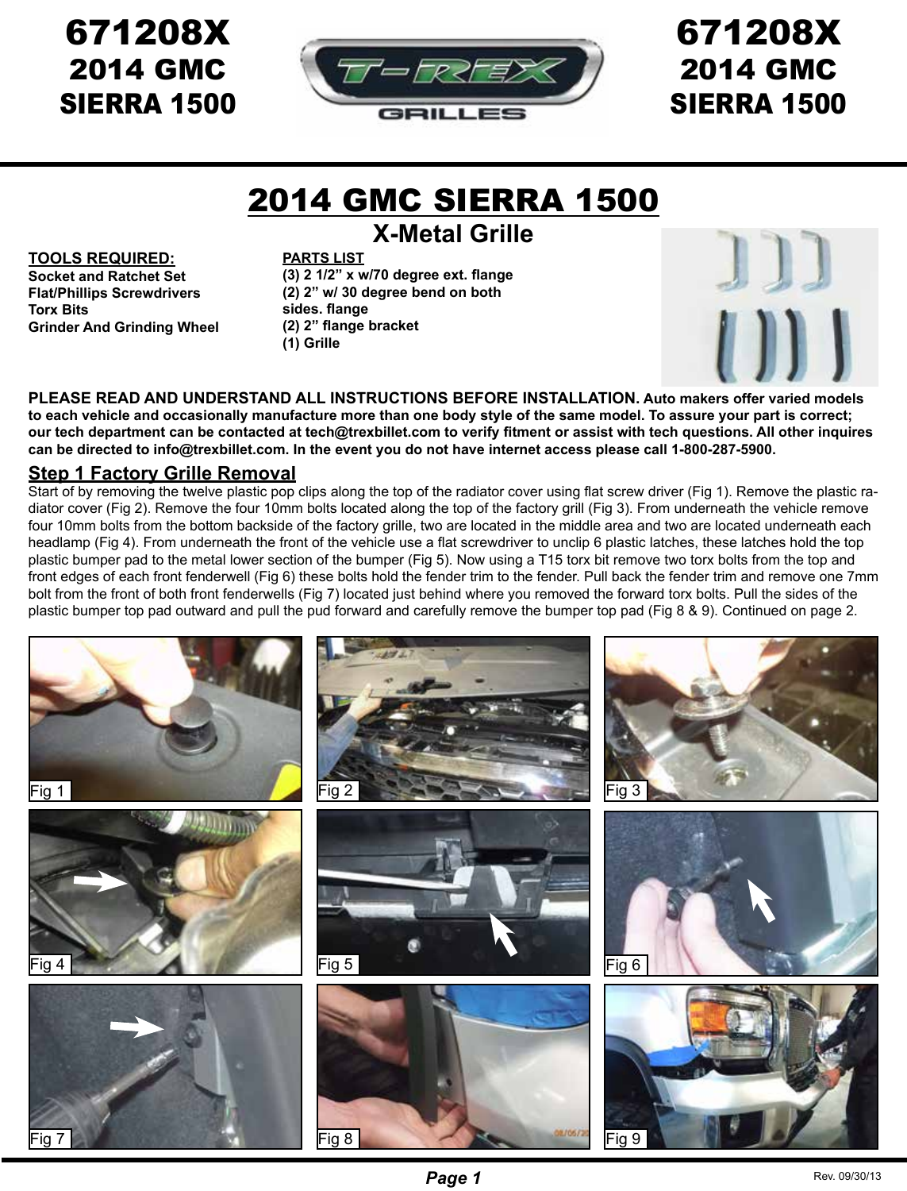# 671208X
## 2014 GMC SIERRA 1500

# 2014 GMC SIERRA 1500

## X-Metal Grille

**TOOLS REQUIRED:**
**Socket and Ratchet Set**
**Flat/Phillips Screwdrivers**
**Torx Bits**
**Grinder And Grinding Wheel**

**PARTS LIST**
**(3) 2 1/2” x w/70 degree ext. flange**
**(2) 2” w/ 30 degree bend on both sides. flange**
**(2) 2” flange bracket**
**(1) Grille**

**PLEASE READ AND UNDERSTAND ALL INSTRUCTIONS BEFORE INSTALLATION. Auto makers offer varied models to each vehicle and occasionally manufacture more than one body style of the same model. To assure your part is correct; our tech department can be contacted at tech@trexbillet.com to verify fitment or assist with tech questions. All other inquires can be directed to info@trexbillet.com. In the event you do not have internet access please call 1-800-287-5900.**

### Step 1 Factory Grille Removal

Start of by removing the twelve plastic pop clips along the top of the radiator cover using flat screw driver (Fig 1). Remove the plastic radiator cover (Fig 2). Remove the four 10mm bolts located along the top of the factory grill (Fig 3). From underneath the vehicle remove four 10mm bolts from the bottom backside of the factory grille, two are located in the middle area and two are located underneath each headlamp (Fig 4). From underneath the front of the vehicle use a flat screwdriver to unclip 6 plastic latches, these latches hold the top plastic bumper pad to the metal lower section of the bumper (Fig 5). Now using a T15 torx bit remove two torx bolts from the top and front edges of each front fenderwell (Fig 6) these bolts hold the fender trim to the fender. Pull back the fender trim and remove one 7mm bolt from the front of both front fenderwells (Fig 7) located just behind where you removed the forward torx bolts. Pull the sides of the plastic bumper top pad outward and pull the pud forward and carefully remove the bumper top pad (Fig 8 & 9). Continued on page 2.

Fig 1

Fig 2

Fig 3

Fig 4

Fig 5

Fig 6

Fig 7

Fig 8

Fig 9

Rev. 09/30/13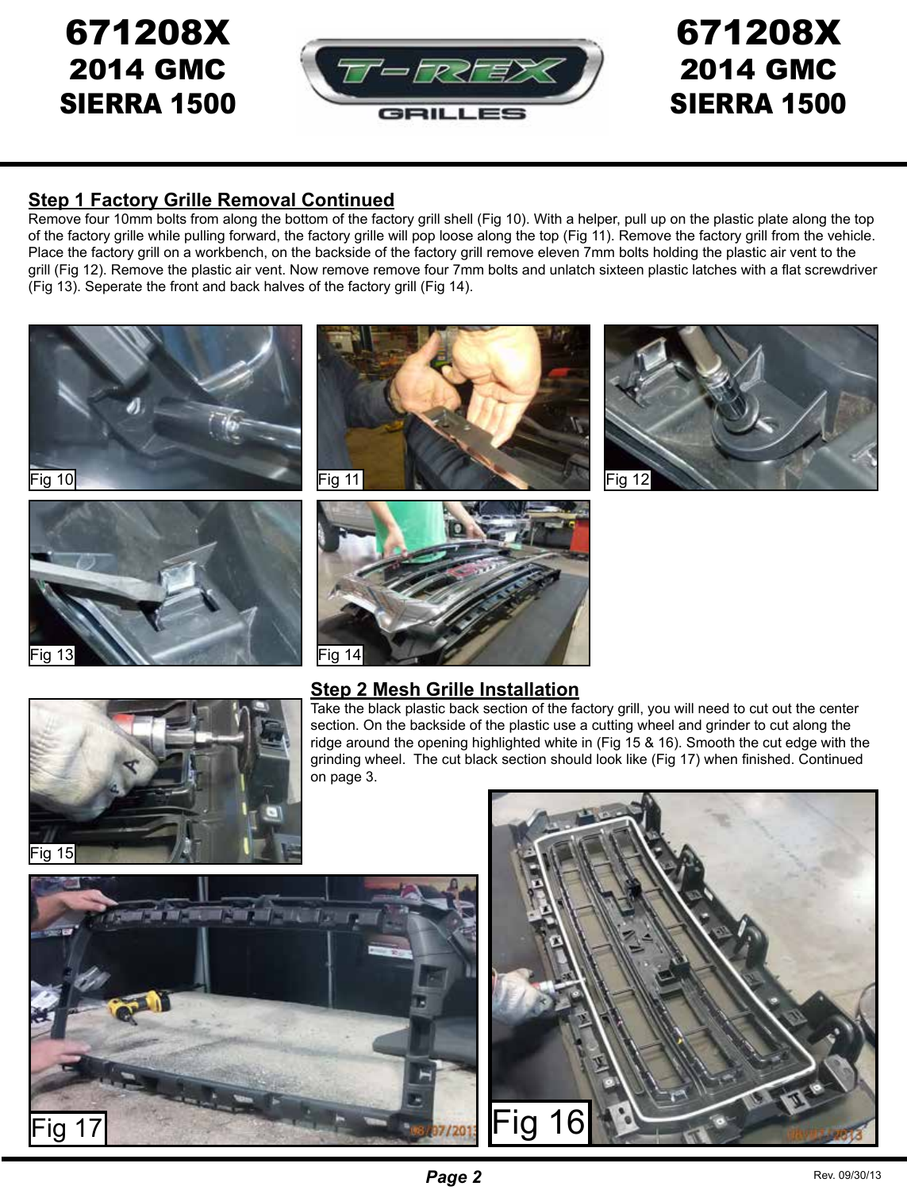## Step 1 Factory Grille Removal Continued

Remove four 10mm bolts from along the bottom of the factory grill shell (Fig 10). With a helper, pull up on the plastic plate along the top of the factory grille while pulling forward, the factory grille will pop loose along the top (Fig 11). Remove the factory grill from the vehicle. Place the factory grill on a workbench, on the backside of the factory grill remove eleven 7mm bolts holding the plastic air vent to the grill (Fig 12). Remove the plastic air vent. Now remove remove four 7mm bolts and unlatch sixteen plastic latches with a flat screwdriver (Fig 13). Seperate the front and back halves of the factory grill (Fig 14).

Fig 10

Fig 11

Fig 12

Fig 13

Fig 14

## Step 2 Mesh Grille Installation

Take the black plastic back section of the factory grill, you will need to cut out the center section. On the backside of the plastic use a cutting wheel and grinder to cut along the ridge around the opening highlighted white in (Fig 15 & 16). Smooth the cut edge with the grinding wheel. The cut black section should look like (Fig 17) when finished. Continued on page 3.

Fig 15

Fig 17

Fig 16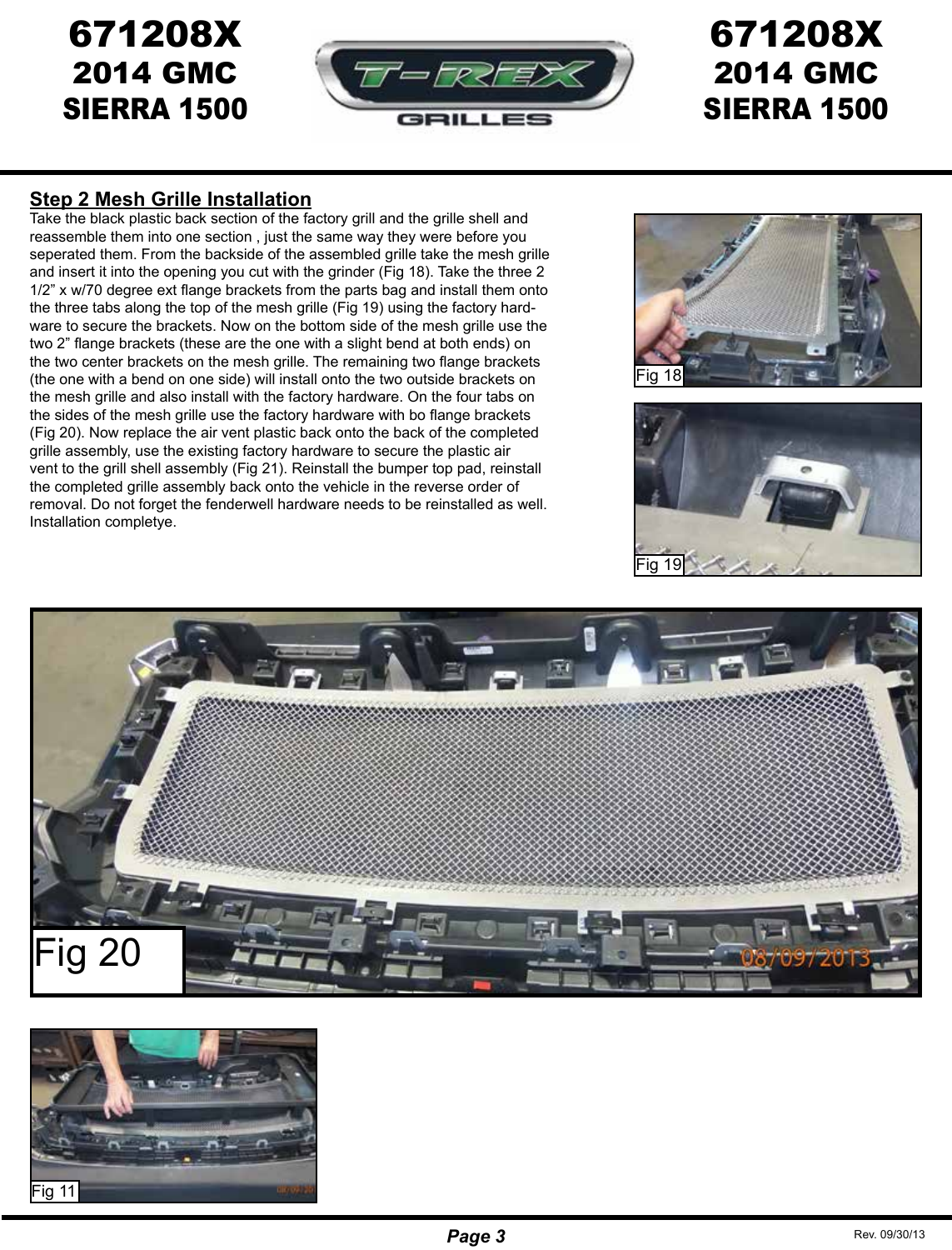# 671208X
## 2014 GMC
## SIERRA 1500

**Step 2 Mesh Grille Installation**

Take the black plastic back section of the factory grill and the grille shell and reassemble them into one section , just the same way they were before you seperated them. From the backside of the assembled grille take the mesh grille and insert it into the opening you cut with the grinder (Fig 18). Take the three 2 1/2” x w/70 degree ext flange brackets from the parts bag and install them onto the three tabs along the top of the mesh grille (Fig 19) using the factory hard-ware to secure the brackets. Now on the bottom side of the mesh grille use the two 2” flange brackets (these are the one with a slight bend at both ends) on the two center brackets on the mesh grille. The remaining two flange brackets (the one with a bend on one side) will install onto the two outside brackets on the mesh grille and also install with the factory hardware. On the four tabs on the sides of the mesh grille use the factory hardware with bo flange brackets (Fig 20). Now replace the air vent plastic back onto the back of the completed grille assembly, use the existing factory hardware to secure the plastic air vent to the grill shell assembly (Fig 21). Reinstall the bumper top pad, reinstall the completed grille assembly back onto the vehicle in the reverse order of removal. Do not forget the fenderwell hardware needs to be reinstalled as well. Installation completye.

Fig 18

Fig 19

Fig 20

08/09/2013

Fig 11

Rev. 09/30/13